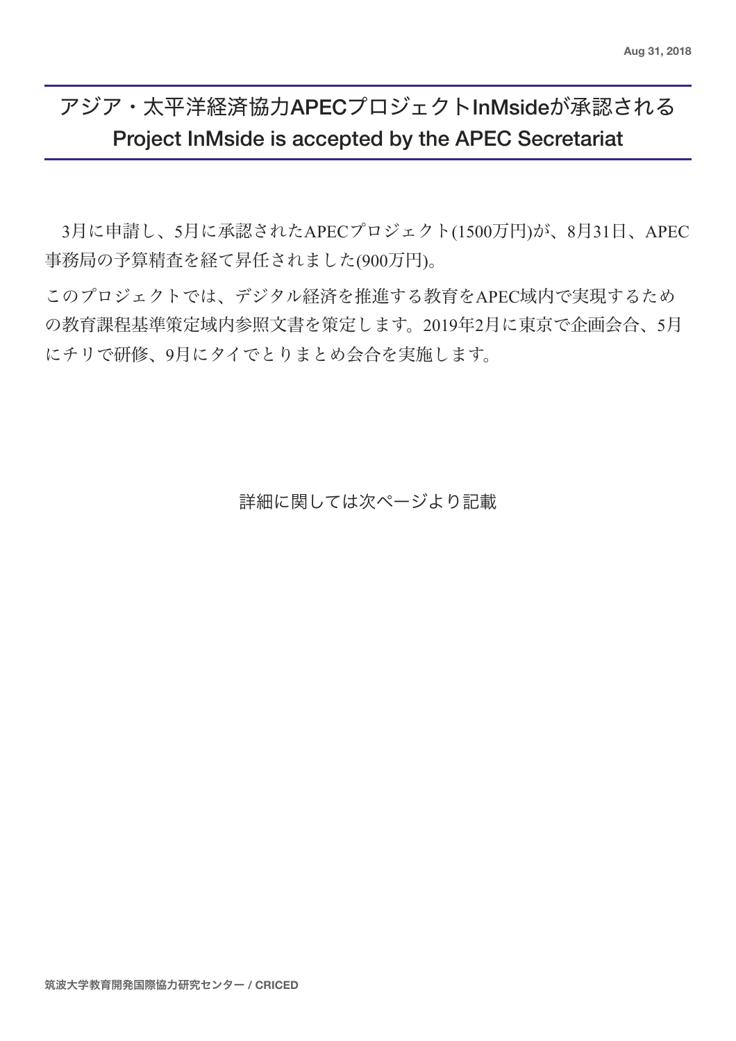Aug 31, 2018

# アジア・太平洋経済協力APECプロジェクトInMsideが承認される
# Project InMside is accepted by the APEC Secretariat

3月に申請し、5月に承認されたAPECプロジェクト(1500万円)が、8月31日、APEC事務局の予算精査を経て昇任されました(900万円)。

このプロジェクトでは、デジタル経済を推進する教育をAPEC域内で実現するための教育課程基準策定域内参照文書を策定します。2019年2月に東京で企画会合、5月にチリで研修、9月にタイでとりまとめ会合を実施します。

詳細に関しては次ページより記載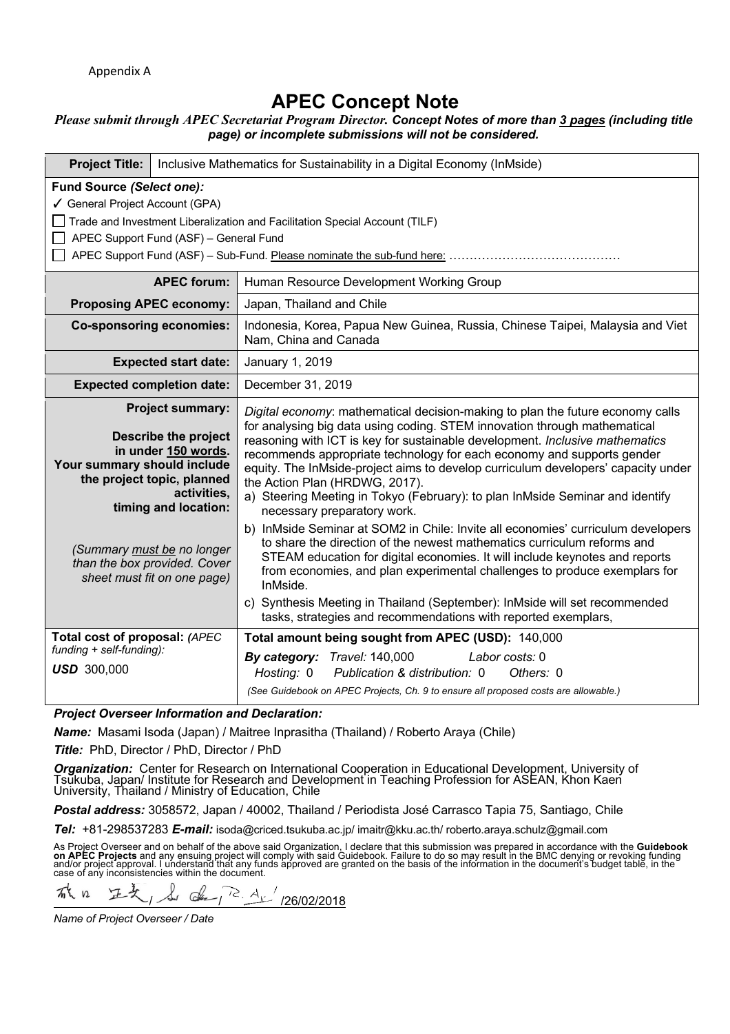Appendix A

# APEC Concept Note

***Please submit through APEC Secretariat Program Director. Concept Notes of more than 3 pages (including title page) or incomplete submissions will not be considered.***

| **Project Title:** | Inclusive Mathematics for Sustainability in a Digital Economy (InMside) |
|---|---|

**Fund Source *(Select one):***

- ✓ General Project Account (GPA)
- ☐ Trade and Investment Liberalization and Facilitation Special Account (TILF)
- ☐ APEC Support Fund (ASF) – General Fund
- ☐ APEC Support Fund (ASF) – Sub-Fund. Please nominate the sub-fund here: ……………………………………

| | |
|---|---|
| **APEC forum:** | Human Resource Development Working Group |
| **Proposing APEC economy:** | Japan, Thailand and Chile |
| **Co-sponsoring economies:** | Indonesia, Korea, Papua New Guinea, Russia, Chinese Taipei, Malaysia and Viet Nam, China and Canada |
| **Expected start date:** | January 1, 2019 |
| **Expected completion date:** | December 31, 2019 |
| **Project summary:** **Describe the project in under 150 words. Your summary should include the project topic, planned activities, timing and location:** *(Summary must be no longer than the box provided. Cover sheet must fit on one page)* | *Digital economy*: mathematical decision-making to plan the future economy calls for analysing big data using coding. STEM innovation through mathematical reasoning with ICT is key for sustainable development. *Inclusive mathematics* recommends appropriate technology for each economy and supports gender equity. The InMside-project aims to develop curriculum developers' capacity under the Action Plan (HRDWG, 2017).<br>a) Steering Meeting in Tokyo (February): to plan InMside Seminar and identify necessary preparatory work.<br>b) InMside Seminar at SOM2 in Chile: Invite all economies' curriculum developers to share the direction of the newest mathematics curriculum reforms and STEAM education for digital economies. It will include keynotes and reports from economies, and plan experimental challenges to produce exemplars for InMside.<br>c) Synthesis Meeting in Thailand (September): InMside will set recommended tasks, strategies and recommendations with reported exemplars, |
| **Total cost of proposal:** *(APEC funding + self-funding):* **USD** 300,000 | **Total amount being sought from APEC (USD):** 140,000<br>***By category:*** *Travel:* 140,000 *Labor costs:* 0<br>*Hosting:* 0 *Publication & distribution:* 0 *Others:* 0<br>*(See Guidebook on APEC Projects, Ch. 9 to ensure all proposed costs are allowable.)* |

***Project Overseer Information and Declaration:***

***Name:*** Masami Isoda (Japan) / Maitree Inprasitha (Thailand) / Roberto Araya (Chile)

***Title:*** PhD, Director / PhD, Director / PhD

***Organization:*** Center for Research on International Cooperation in Educational Development, University of Tsukuba, Japan/ Institute for Research and Development in Teaching Profession for ASEAN, Khon Kaen University, Thailand / Ministry of Education, Chile

***Postal address:*** 3058572, Japan / 40002, Thailand / Periodista José Carrasco Tapia 75, Santiago, Chile

***Tel:*** +81-298537283 ***E-mail:*** isoda@criced.tsukuba.ac.jp/ imaitr@kku.ac.th/ roberto.araya.schulz@gmail.com

As Project Overseer and on behalf of the above said Organization, I declare that this submission was prepared in accordance with the **Guidebook on APEC Projects** and any ensuing project will comply with said Guidebook. Failure to do so may result in the BMC denying or revoking funding and/or project approval. I understand that any funds approved are granted on the basis of the information in the document's budget table, in the case of any inconsistencies within the document.

/26/02/2018

*Name of Project Overseer / Date*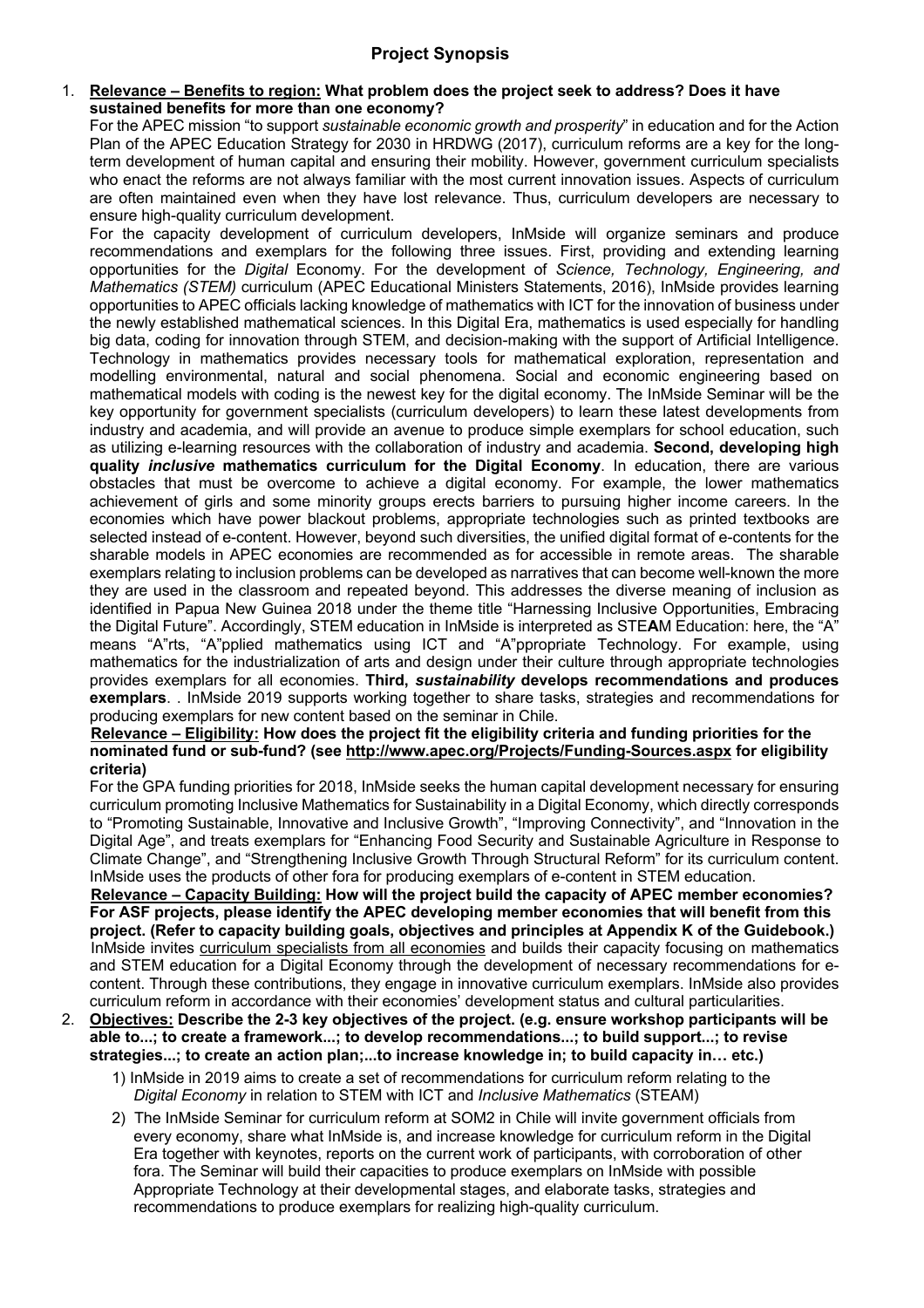# Project Synopsis

1. **Relevance – Benefits to region: What problem does the project seek to address? Does it have sustained benefits for more than one economy?**

   For the APEC mission "to support *sustainable economic growth and prosperity*" in education and for the Action Plan of the APEC Education Strategy for 2030 in HRDWG (2017), curriculum reforms are a key for the long-term development of human capital and ensuring their mobility. However, government curriculum specialists who enact the reforms are not always familiar with the most current innovation issues. Aspects of curriculum are often maintained even when they have lost relevance. Thus, curriculum developers are necessary to ensure high-quality curriculum development.

   For the capacity development of curriculum developers, InMside will organize seminars and produce recommendations and exemplars for the following three issues. First, providing and extending learning opportunities for the *Digital* Economy. For the development of *Science, Technology, Engineering, and Mathematics (STEM)* curriculum (APEC Educational Ministers Statements, 2016), InMside provides learning opportunities to APEC officials lacking knowledge of mathematics with ICT for the innovation of business under the newly established mathematical sciences. In this Digital Era, mathematics is used especially for handling big data, coding for innovation through STEM, and decision-making with the support of Artificial Intelligence. Technology in mathematics provides necessary tools for mathematical exploration, representation and modelling environmental, natural and social phenomena. Social and economic engineering based on mathematical models with coding is the newest key for the digital economy. The InMside Seminar will be the key opportunity for government specialists (curriculum developers) to learn these latest developments from industry and academia, and will provide an avenue to produce simple exemplars for school education, such as utilizing e-learning resources with the collaboration of industry and academia. **Second, developing high quality *inclusive* mathematics curriculum for the Digital Economy**. In education, there are various obstacles that must be overcome to achieve a digital economy. For example, the lower mathematics achievement of girls and some minority groups erects barriers to pursuing higher income careers. In the economies which have power blackout problems, appropriate technologies such as printed textbooks are selected instead of e-content. However, beyond such diversities, the unified digital format of e-contents for the sharable models in APEC economies are recommended as for accessible in remote areas. The sharable exemplars relating to inclusion problems can be developed as narratives that can become well-known the more they are used in the classroom and repeated beyond. This addresses the diverse meaning of inclusion as identified in Papua New Guinea 2018 under the theme title "Harnessing Inclusive Opportunities, Embracing the Digital Future". Accordingly, STEM education in InMside is interpreted as STE**A**M Education: here, the "A" means "A"rts, "A"pplied mathematics using ICT and "A"ppropriate Technology. For example, using mathematics for the industrialization of arts and design under their culture through appropriate technologies provides exemplars for all economies. **Third, *sustainability* develops recommendations and produces exemplars**. . InMside 2019 supports working together to share tasks, strategies and recommendations for producing exemplars for new content based on the seminar in Chile.

   **Relevance – Eligibility: How does the project fit the eligibility criteria and funding priorities for the nominated fund or sub-fund? (see http://www.apec.org/Projects/Funding-Sources.aspx for eligibility criteria)**

   For the GPA funding priorities for 2018, InMside seeks the human capital development necessary for ensuring curriculum promoting Inclusive Mathematics for Sustainability in a Digital Economy, which directly corresponds to "Promoting Sustainable, Innovative and Inclusive Growth", "Improving Connectivity", and "Innovation in the Digital Age", and treats exemplars for "Enhancing Food Security and Sustainable Agriculture in Response to Climate Change", and "Strengthening Inclusive Growth Through Structural Reform" for its curriculum content. InMside uses the products of other fora for producing exemplars of e-content in STEM education.

   **Relevance – Capacity Building: How will the project build the capacity of APEC member economies? For ASF projects, please identify the APEC developing member economies that will benefit from this project. (Refer to capacity building goals, objectives and principles at Appendix K of the Guidebook.)**

   InMside invites curriculum specialists from all economies and builds their capacity focusing on mathematics and STEM education for a Digital Economy through the development of necessary recommendations for e-content. Through these contributions, they engage in innovative curriculum exemplars. InMside also provides curriculum reform in accordance with their economies' development status and cultural particularities.

2. **Objectives: Describe the 2-3 key objectives of the project. (e.g. ensure workshop participants will be able to...; to create a framework...; to develop recommendations...; to build support...; to revise strategies...; to create an action plan;...to increase knowledge in; to build capacity in… etc.)**

   1) InMside in 2019 aims to create a set of recommendations for curriculum reform relating to the *Digital Economy* in relation to STEM with ICT and *Inclusive Mathematics* (STEAM)

   2) The InMside Seminar for curriculum reform at SOM2 in Chile will invite government officials from every economy, share what InMside is, and increase knowledge for curriculum reform in the Digital Era together with keynotes, reports on the current work of participants, with corroboration of other fora. The Seminar will build their capacities to produce exemplars on InMside with possible Appropriate Technology at their developmental stages, and elaborate tasks, strategies and recommendations to produce exemplars for realizing high-quality curriculum.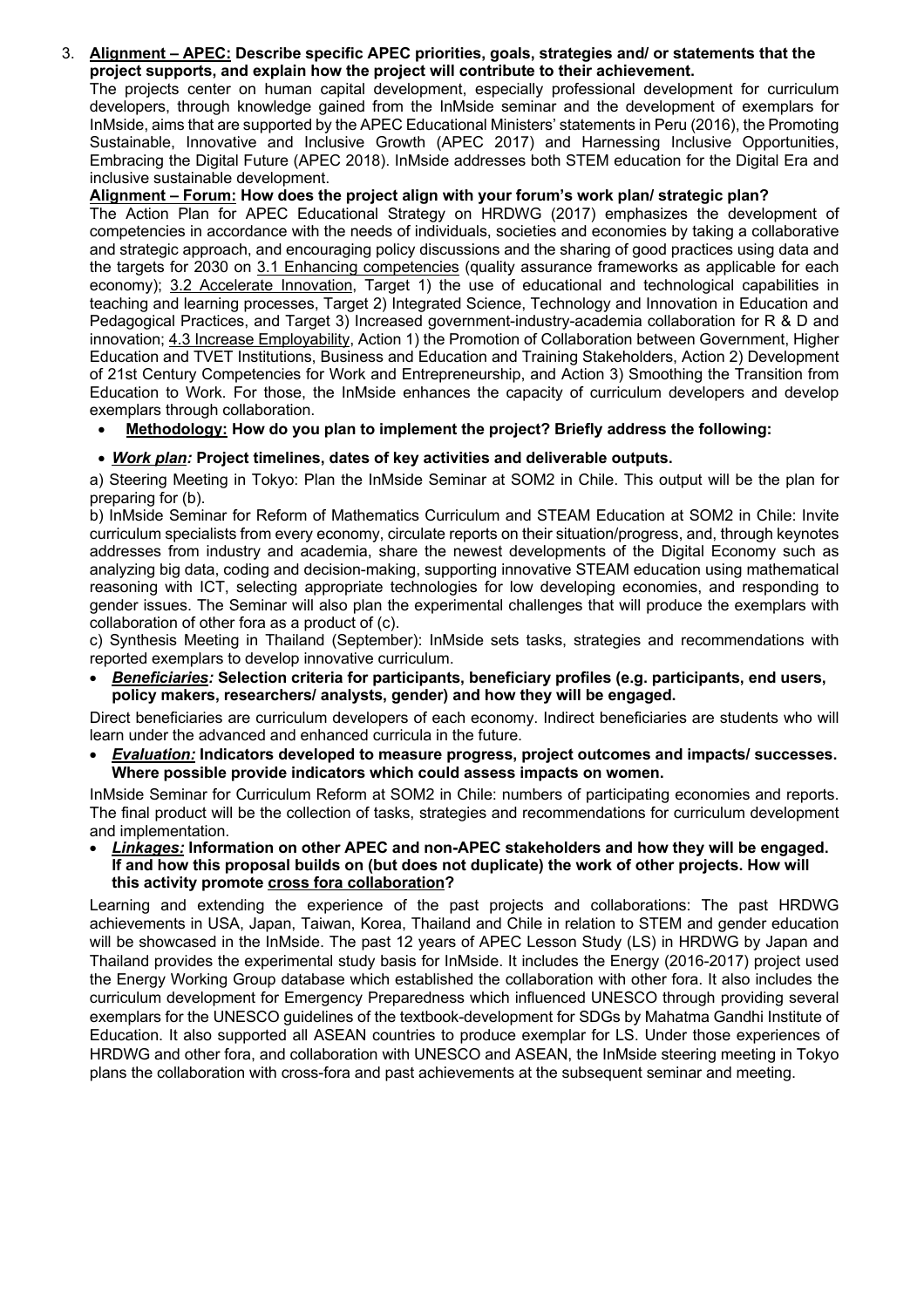3. **<u>Alignment – APEC:</u> Describe specific APEC priorities, goals, strategies and/ or statements that the project supports, and explain how the project will contribute to their achievement.**

The projects center on human capital development, especially professional development for curriculum developers, through knowledge gained from the InMside seminar and the development of exemplars for InMside, aims that are supported by the APEC Educational Ministers' statements in Peru (2016), the Promoting Sustainable, Innovative and Inclusive Growth (APEC 2017) and Harnessing Inclusive Opportunities, Embracing the Digital Future (APEC 2018). InMside addresses both STEM education for the Digital Era and inclusive sustainable development.

**<u>Alignment – Forum:</u> How does the project align with your forum's work plan/ strategic plan?**

The Action Plan for APEC Educational Strategy on HRDWG (2017) emphasizes the development of competencies in accordance with the needs of individuals, societies and economies by taking a collaborative and strategic approach, and encouraging policy discussions and the sharing of good practices using data and the targets for 2030 on <u>3.1 Enhancing competencies</u> (quality assurance frameworks as applicable for each economy); <u>3.2 Accelerate Innovation</u>, Target 1) the use of educational and technological capabilities in teaching and learning processes, Target 2) Integrated Science, Technology and Innovation in Education and Pedagogical Practices, and Target 3) Increased government-industry-academia collaboration for R & D and innovation; <u>4.3 Increase Employability</u>, Action 1) the Promotion of Collaboration between Government, Higher Education and TVET Institutions, Business and Education and Training Stakeholders, Action 2) Development of 21st Century Competencies for Work and Entrepreneurship, and Action 3) Smoothing the Transition from Education to Work. For those, the InMside enhances the capacity of curriculum developers and develop exemplars through collaboration.

- **<u>Methodology:</u> How do you plan to implement the project? Briefly address the following:**

- ***<u>Work plan</u>:* Project timelines, dates of key activities and deliverable outputs.**

a) Steering Meeting in Tokyo: Plan the InMside Seminar at SOM2 in Chile. This output will be the plan for preparing for (b).

b) InMside Seminar for Reform of Mathematics Curriculum and STEAM Education at SOM2 in Chile: Invite curriculum specialists from every economy, circulate reports on their situation/progress, and, through keynotes addresses from industry and academia, share the newest developments of the Digital Economy such as analyzing big data, coding and decision-making, supporting innovative STEAM education using mathematical reasoning with ICT, selecting appropriate technologies for low developing economies, and responding to gender issues. The Seminar will also plan the experimental challenges that will produce the exemplars with collaboration of other fora as a product of (c).

c) Synthesis Meeting in Thailand (September): InMside sets tasks, strategies and recommendations with reported exemplars to develop innovative curriculum.

- ***<u>Beneficiaries</u>:* Selection criteria for participants, beneficiary profiles (e.g. participants, end users, policy makers, researchers/ analysts, gender) and how they will be engaged.**

Direct beneficiaries are curriculum developers of each economy. Indirect beneficiaries are students who will learn under the advanced and enhanced curricula in the future.

- ***<u>Evaluation</u>:* Indicators developed to measure progress, project outcomes and impacts/ successes. Where possible provide indicators which could assess impacts on women.**

InMside Seminar for Curriculum Reform at SOM2 in Chile: numbers of participating economies and reports. The final product will be the collection of tasks, strategies and recommendations for curriculum development and implementation.

- ***<u>Linkages</u>:* Information on other APEC and non-APEC stakeholders and how they will be engaged. If and how this proposal builds on (but does not duplicate) the work of other projects. How will this activity promote <u>cross fora collaboration</u>?**

Learning and extending the experience of the past projects and collaborations: The past HRDWG achievements in USA, Japan, Taiwan, Korea, Thailand and Chile in relation to STEM and gender education will be showcased in the InMside. The past 12 years of APEC Lesson Study (LS) in HRDWG by Japan and Thailand provides the experimental study basis for InMside. It includes the Energy (2016-2017) project used the Energy Working Group database which established the collaboration with other fora. It also includes the curriculum development for Emergency Preparedness which influenced UNESCO through providing several exemplars for the UNESCO guidelines of the textbook-development for SDGs by Mahatma Gandhi Institute of Education. It also supported all ASEAN countries to produce exemplar for LS. Under those experiences of HRDWG and other fora, and collaboration with UNESCO and ASEAN, the InMside steering meeting in Tokyo plans the collaboration with cross-fora and past achievements at the subsequent seminar and meeting.